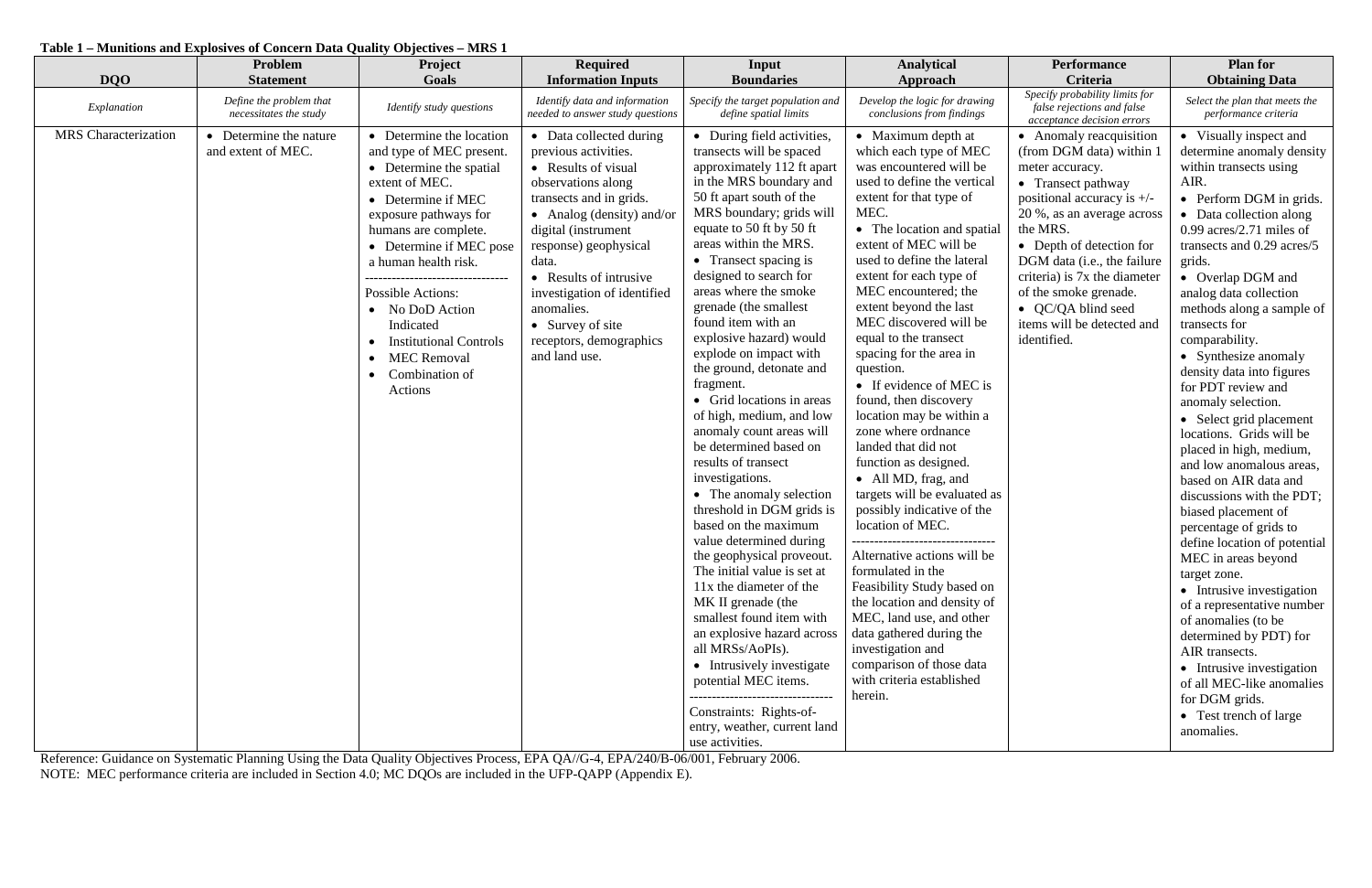**Table 1 – Munitions and Explosives of Concern Data Quality Objectives – MRS 1**

| DQO | Problem Statement | Project Goals | Required Information Inputs | Input Boundaries | Analytical Approach | Performance Criteria | Plan for Obtaining Data |
|---|---|---|---|---|---|---|---|
| *Explanation* | *Define the problem that necessitates the study* | *Identify study questions* | *Identify data and information needed to answer study questions* | *Specify the target population and define spatial limits* | *Develop the logic for drawing conclusions from findings* | *Specify probability limits for false rejections and false acceptance decision errors* | *Select the plan that meets the performance criteria* |
| MRS Characterization | • Determine the nature and extent of MEC. | • Determine the location and type of MEC present.<br>• Determine the spatial extent of MEC.<br>• Determine if MEC exposure pathways for humans are complete.<br>• Determine if MEC pose a human health risk.<br>--------------------------------<br>Possible Actions:<br>• No DoD Action Indicated<br>• Institutional Controls<br>• MEC Removal<br>• Combination of Actions | • Data collected during previous activities.<br>• Results of visual observations along transects and in grids.<br>• Analog (density) and/or digital (instrument response) geophysical data.<br>• Results of intrusive investigation of identified anomalies.<br>• Survey of site receptors, demographics and land use. | • During field activities, transects will be spaced approximately 112 ft apart in the MRS boundary and 50 ft apart south of the MRS boundary; grids will equate to 50 ft by 50 ft areas within the MRS.<br>• Transect spacing is designed to search for areas where the smoke grenade (the smallest found item with an explosive hazard) would explode on impact with the ground, detonate and fragment.<br>• Grid locations in areas of high, medium, and low anomaly count areas will be determined based on results of transect investigations.<br>• The anomaly selection threshold in DGM grids is based on the maximum value determined during the geophysical proveout. The initial value is set at 11x the diameter of the MK II grenade (the smallest found item with an explosive hazard across all MRSs/AoPIs).<br>• Intrusively investigate potential MEC items.<br>--------------------------------<br>Constraints: Rights-of-entry, weather, current land use activities. | • Maximum depth at which each type of MEC was encountered will be used to define the vertical extent for that type of MEC.<br>• The location and spatial extent of MEC will be used to define the lateral extent for each type of MEC encountered; the extent beyond the last MEC discovered will be equal to the transect spacing for the area in question.<br>• If evidence of MEC is found, then discovery location may be within a zone where ordnance landed that did not function as designed.<br>• All MD, frag, and targets will be evaluated as possibly indicative of the location of MEC.<br>--------------------------------<br>Alternative actions will be formulated in the Feasibility Study based on the location and density of MEC, land use, and other data gathered during the investigation and comparison of those data with criteria established herein. | • Anomaly reacquisition (from DGM data) within 1 meter accuracy.<br>• Transect pathway positional accuracy is +/- 20 %, as an average across the MRS.<br>• Depth of detection for DGM data (i.e., the failure criteria) is 7x the diameter of the smoke grenade.<br>• QC/QA blind seed items will be detected and identified. | • Visually inspect and determine anomaly density within transects using AIR.<br>• Perform DGM in grids.<br>• Data collection along 0.99 acres/2.71 miles of transects and 0.29 acres/5 grids.<br>• Overlap DGM and analog data collection methods along a sample of transects for comparability.<br>• Synthesize anomaly density data into figures for PDT review and anomaly selection.<br>• Select grid placement locations. Grids will be placed in high, medium, and low anomalous areas, based on AIR data and discussions with the PDT; biased placement of percentage of grids to define location of potential MEC in areas beyond target zone.<br>• Intrusive investigation of a representative number of anomalies (to be determined by PDT) for AIR transects.<br>• Intrusive investigation of all MEC-like anomalies for DGM grids.<br>• Test trench of large anomalies. |

Reference: Guidance on Systematic Planning Using the Data Quality Objectives Process, EPA QA//G-4, EPA/240/B-06/001, February 2006.

NOTE: MEC performance criteria are included in Section 4.0; MC DQOs are included in the UFP-QAPP (Appendix E).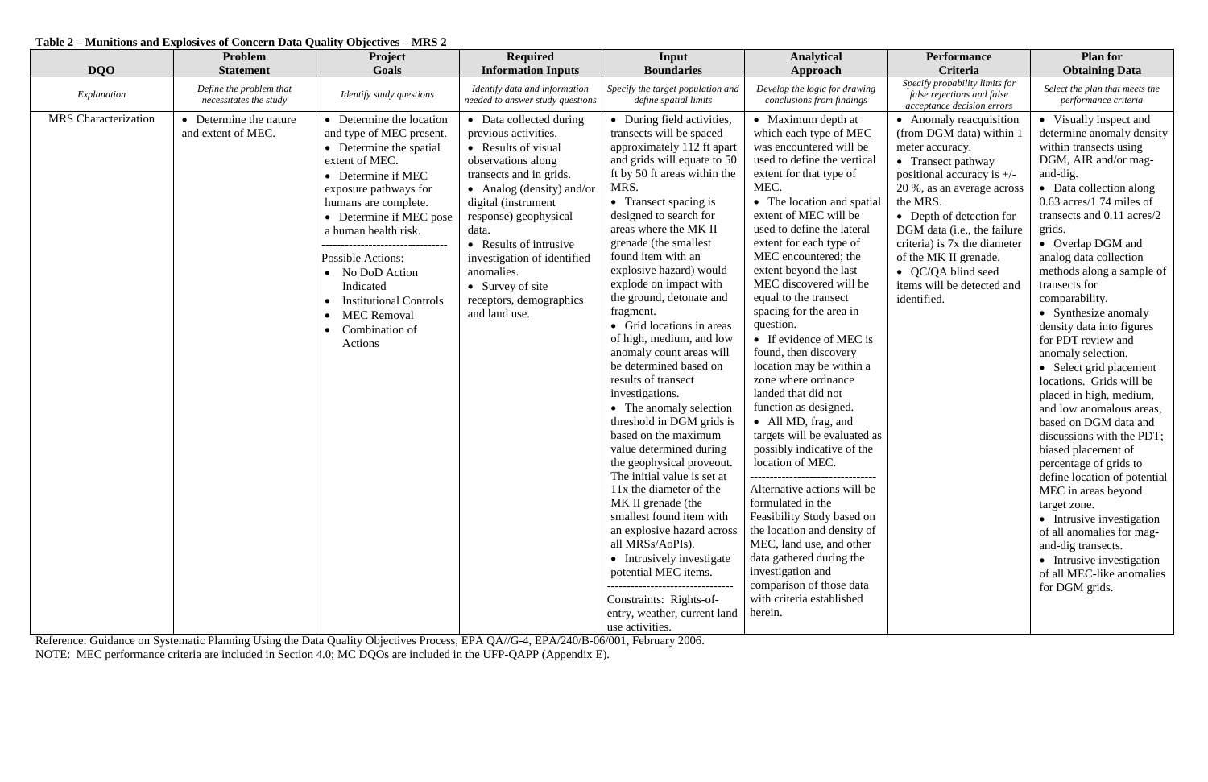**Table 2 – Munitions and Explosives of Concern Data Quality Objectives – MRS 2**

| DQO | Problem Statement | Project Goals | Required Information Inputs | Input Boundaries | Analytical Approach | Performance Criteria | Plan for Obtaining Data |
|---|---|---|---|---|---|---|---|
| *Explanation* | *Define the problem that necessitates the study* | *Identify study questions* | *Identify data and information needed to answer study questions* | *Specify the target population and define spatial limits* | *Develop the logic for drawing conclusions from findings* | *Specify probability limits for false rejections and false acceptance decision errors* | *Select the plan that meets the performance criteria* |
| MRS Characterization | • Determine the nature and extent of MEC. | • Determine the location and type of MEC present.<br>• Determine the spatial extent of MEC.<br>• Determine if MEC exposure pathways for humans are complete.<br>• Determine if MEC pose a human health risk.<br>--------------------------------<br>Possible Actions:<br>• No DoD Action Indicated<br>• Institutional Controls<br>• MEC Removal<br>• Combination of Actions | • Data collected during previous activities.<br>• Results of visual observations along transects and in grids.<br>• Analog (density) and/or digital (instrument response) geophysical data.<br>• Results of intrusive investigation of identified anomalies.<br>• Survey of site receptors, demographics and land use. | • During field activities, transects will be spaced approximately 112 ft apart and grids will equate to 50 ft by 50 ft areas within the MRS.<br>• Transect spacing is designed to search for areas where the MK II grenade (the smallest found item with an explosive hazard) would explode on impact with the ground, detonate and fragment.<br>• Grid locations in areas of high, medium, and low anomaly count areas will be determined based on results of transect investigations.<br>• The anomaly selection threshold in DGM grids is based on the maximum value determined during the geophysical proveout. The initial value is set at 11x the diameter of the MK II grenade (the smallest found item with an explosive hazard across all MRSs/AoPIs).<br>• Intrusively investigate potential MEC items.<br>--------------------------------<br>Constraints: Rights-of-entry, weather, current land use activities. | • Maximum depth at which each type of MEC was encountered will be used to define the vertical extent for that type of MEC.<br>• The location and spatial extent of MEC will be used to define the lateral extent for each type of MEC encountered; the extent beyond the last MEC discovered will be equal to the transect spacing for the area in question.<br>• If evidence of MEC is found, then discovery location may be within a zone where ordnance landed that did not function as designed.<br>• All MD, frag, and targets will be evaluated as possibly indicative of the location of MEC.<br>--------------------------------<br>Alternative actions will be formulated in the Feasibility Study based on the location and density of MEC, land use, and other data gathered during the investigation and comparison of those data with criteria established herein. | • Anomaly reacquisition (from DGM data) within 1 meter accuracy.<br>• Transect pathway positional accuracy is +/- 20 %, as an average across the MRS.<br>• Depth of detection for DGM data (i.e., the failure criteria) is 7x the diameter of the MK II grenade.<br>• QC/QA blind seed items will be detected and identified. | • Visually inspect and determine anomaly density within transects using DGM, AIR and/or mag-and-dig.<br>• Data collection along 0.63 acres/1.74 miles of transects and 0.11 acres/2 grids.<br>• Overlap DGM and analog data collection methods along a sample of transects for comparability.<br>• Synthesize anomaly density data into figures for PDT review and anomaly selection.<br>• Select grid placement locations. Grids will be placed in high, medium, and low anomalous areas, based on DGM data and discussions with the PDT; biased placement of percentage of grids to define location of potential MEC in areas beyond target zone.<br>• Intrusive investigation of all anomalies for mag-and-dig transects.<br>• Intrusive investigation of all MEC-like anomalies for DGM grids. |

Reference: Guidance on Systematic Planning Using the Data Quality Objectives Process, EPA QA//G-4, EPA/240/B-06/001, February 2006.

NOTE: MEC performance criteria are included in Section 4.0; MC DQOs are included in the UFP-QAPP (Appendix E).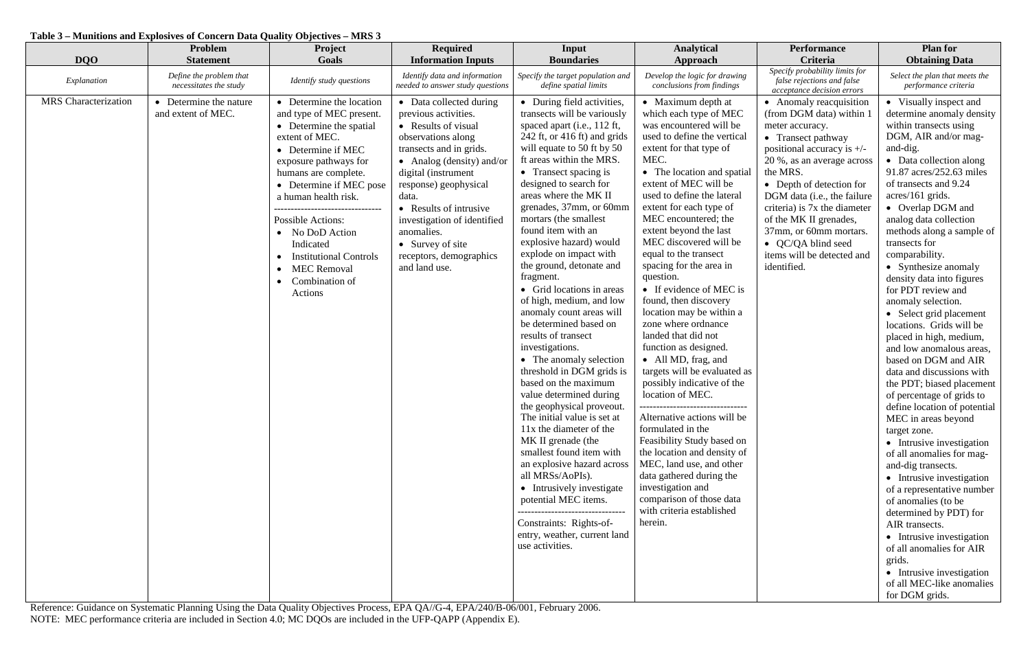**Table 3 – Munitions and Explosives of Concern Data Quality Objectives – MRS 3**

| DQO | Problem Statement | Project Goals | Required Information Inputs | Input Boundaries | Analytical Approach | Performance Criteria | Plan for Obtaining Data |
|---|---|---|---|---|---|---|---|
| *Explanation* | *Define the problem that necessitates the study* | *Identify study questions* | *Identify data and information needed to answer study questions* | *Specify the target population and define spatial limits* | *Develop the logic for drawing conclusions from findings* | *Specify probability limits for false rejections and false acceptance decision errors* | *Select the plan that meets the performance criteria* |
| MRS Characterization | • Determine the nature and extent of MEC. | • Determine the location and type of MEC present.<br>• Determine the spatial extent of MEC.<br>• Determine if MEC exposure pathways for humans are complete.<br>• Determine if MEC pose a human health risk.<br>--------------------------------<br>Possible Actions:<br>• No DoD Action Indicated<br>• Institutional Controls<br>• MEC Removal<br>• Combination of Actions | • Data collected during previous activities.<br>• Results of visual observations along transects and in grids.<br>• Analog (density) and/or digital (instrument response) geophysical data.<br>• Results of intrusive investigation of identified anomalies.<br>• Survey of site receptors, demographics and land use. | • During field activities, transects will be variously spaced apart (i.e., 112 ft, 242 ft, or 416 ft) and grids will equate to 50 ft by 50 ft areas within the MRS.<br>• Transect spacing is designed to search for areas where the MK II grenades, 37mm, or 60mm mortars (the smallest found item with an explosive hazard) would explode on impact with the ground, detonate and fragment.<br>• Grid locations in areas of high, medium, and low anomaly count areas will be determined based on results of transect investigations.<br>• The anomaly selection threshold in DGM grids is based on the maximum value determined during the geophysical proveout. The initial value is set at 11x the diameter of the MK II grenade (the smallest found item with an explosive hazard across all MRSs/AoPIs).<br>• Intrusively investigate potential MEC items.<br>--------------------------------<br>Constraints: Rights-of-entry, weather, current land use activities. | • Maximum depth at which each type of MEC was encountered will be used to define the vertical extent for that type of MEC.<br>• The location and spatial extent of MEC will be used to define the lateral extent for each type of MEC encountered; the extent beyond the last MEC discovered will be equal to the transect spacing for the area in question.<br>• If evidence of MEC is found, then discovery location may be within a zone where ordnance landed that did not function as designed.<br>• All MD, frag, and targets will be evaluated as possibly indicative of the location of MEC.<br>--------------------------------<br>Alternative actions will be formulated in the Feasibility Study based on the location and density of MEC, land use, and other data gathered during the investigation and comparison of those data with criteria established herein. | • Anomaly reacquisition (from DGM data) within 1 meter accuracy.<br>• Transect pathway positional accuracy is +/- 20 %, as an average across the MRS.<br>• Depth of detection for DGM data (i.e., the failure criteria) is 7x the diameter of the MK II grenades, 37mm, or 60mm mortars.<br>• QC/QA blind seed items will be detected and identified. | • Visually inspect and determine anomaly density within transects using DGM, AIR and/or mag-and-dig.<br>• Data collection along 91.87 acres/252.63 miles of transects and 9.24 acres/161 grids.<br>• Overlap DGM and analog data collection methods along a sample of transects for comparability.<br>• Synthesize anomaly density data into figures for PDT review and anomaly selection.<br>• Select grid placement locations. Grids will be placed in high, medium, and low anomalous areas, based on DGM and AIR data and discussions with the PDT; biased placement of percentage of grids to define location of potential MEC in areas beyond target zone.<br>• Intrusive investigation of all anomalies for mag-and-dig transects.<br>• Intrusive investigation of a representative number of anomalies (to be determined by PDT) for AIR transects.<br>• Intrusive investigation of all anomalies for AIR grids.<br>• Intrusive investigation of all MEC-like anomalies for DGM grids. |

Reference: Guidance on Systematic Planning Using the Data Quality Objectives Process, EPA QA//G-4, EPA/240/B-06/001, February 2006.
NOTE: MEC performance criteria are included in Section 4.0; MC DQOs are included in the UFP-QAPP (Appendix E).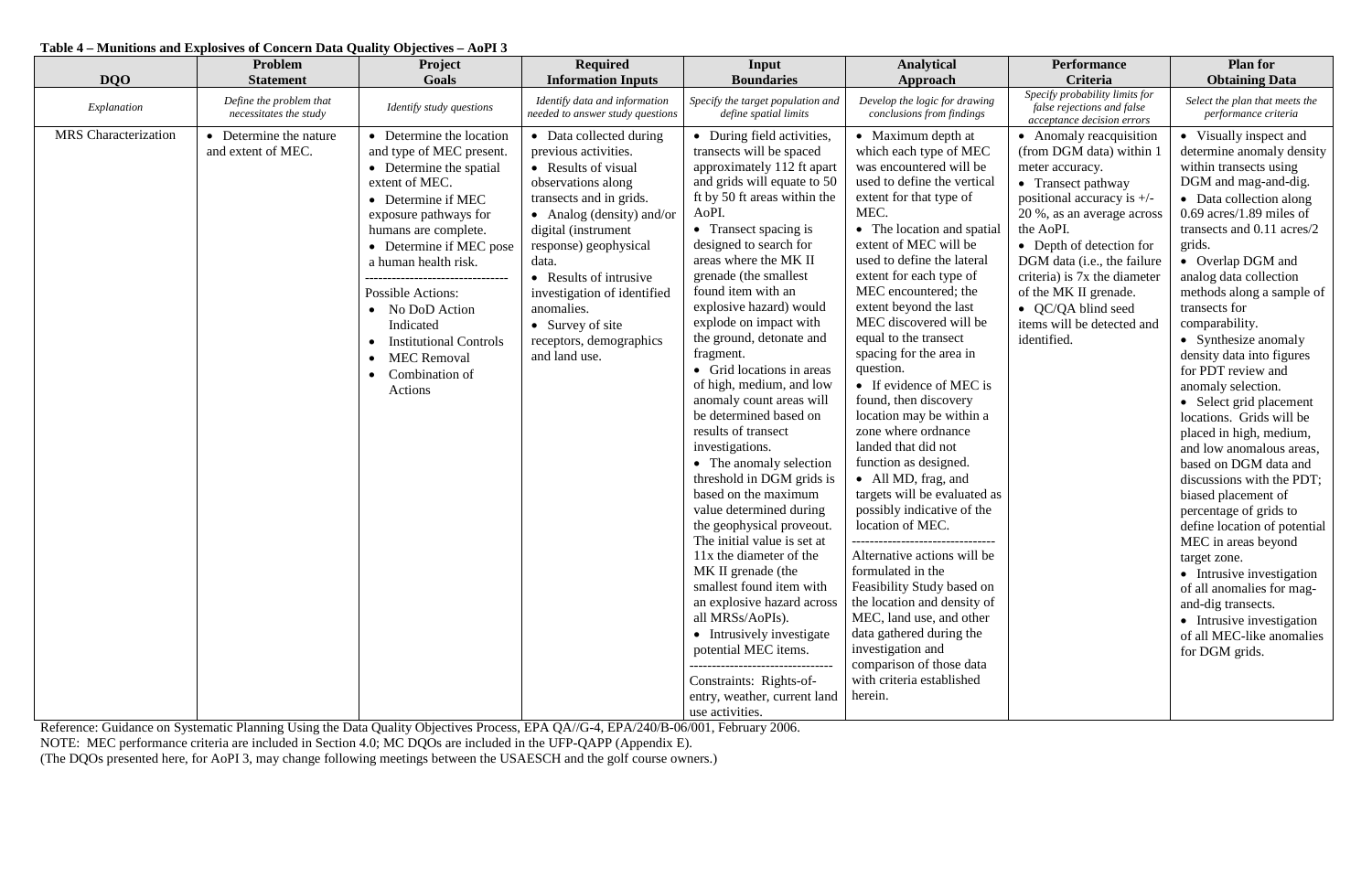**Table 4 – Munitions and Explosives of Concern Data Quality Objectives – AoPI 3**

| DQO | Problem Statement | Project Goals | Required Information Inputs | Input Boundaries | Analytical Approach | Performance Criteria | Plan for Obtaining Data |
|---|---|---|---|---|---|---|---|
| *Explanation* | *Define the problem that necessitates the study* | *Identify study questions* | *Identify data and information needed to answer study questions* | *Specify the target population and define spatial limits* | *Develop the logic for drawing conclusions from findings* | *Specify probability limits for false rejections and false acceptance decision errors* | *Select the plan that meets the performance criteria* |
| MRS Characterization | • Determine the nature and extent of MEC. | • Determine the location and type of MEC present.<br>• Determine the spatial extent of MEC.<br>• Determine if MEC exposure pathways for humans are complete.<br>• Determine if MEC pose a human health risk.<br>--------------------------------<br>Possible Actions:<br>• No DoD Action Indicated<br>• Institutional Controls<br>• MEC Removal<br>• Combination of Actions | • Data collected during previous activities.<br>• Results of visual observations along transects and in grids.<br>• Analog (density) and/or digital (instrument response) geophysical data.<br>• Results of intrusive investigation of identified anomalies.<br>• Survey of site receptors, demographics and land use. | • During field activities, transects will be spaced approximately 112 ft apart and grids will equate to 50 ft by 50 ft areas within the AoPI.<br>• Transect spacing is designed to search for areas where the MK II grenade (the smallest found item with an explosive hazard) would explode on impact with the ground, detonate and fragment.<br>• Grid locations in areas of high, medium, and low anomaly count areas will be determined based on results of transect investigations.<br>• The anomaly selection threshold in DGM grids is based on the maximum value determined during the geophysical proveout. The initial value is set at 11x the diameter of the MK II grenade (the smallest found item with an explosive hazard across all MRSs/AoPIs).<br>• Intrusively investigate potential MEC items.<br>--------------------------------<br>Constraints: Rights-of-entry, weather, current land use activities. | • Maximum depth at which each type of MEC was encountered will be used to define the vertical extent for that type of MEC.<br>• The location and spatial extent of MEC will be used to define the lateral extent for each type of MEC encountered; the extent beyond the last MEC discovered will be equal to the transect spacing for the area in question.<br>• If evidence of MEC is found, then discovery location may be within a zone where ordnance landed that did not function as designed.<br>• All MD, frag, and targets will be evaluated as possibly indicative of the location of MEC.<br>--------------------------------<br>Alternative actions will be formulated in the Feasibility Study based on the location and density of MEC, land use, and other data gathered during the investigation and comparison of those data with criteria established herein. | • Anomaly reacquisition (from DGM data) within 1 meter accuracy.<br>• Transect pathway positional accuracy is +/- 20 %, as an average across the AoPI.<br>• Depth of detection for DGM data (i.e., the failure criteria) is 7x the diameter of the MK II grenade.<br>• QC/QA blind seed items will be detected and identified. | • Visually inspect and determine anomaly density within transects using DGM and mag-and-dig.<br>• Data collection along 0.69 acres/1.89 miles of transects and 0.11 acres/2 grids.<br>• Overlap DGM and analog data collection methods along a sample of transects for comparability.<br>• Synthesize anomaly density data into figures for PDT review and anomaly selection.<br>• Select grid placement locations. Grids will be placed in high, medium, and low anomalous areas, based on DGM data and discussions with the PDT; biased placement of percentage of grids to define location of potential MEC in areas beyond target zone.<br>• Intrusive investigation of all anomalies for mag-and-dig transects.<br>• Intrusive investigation of all MEC-like anomalies for DGM grids. |

Reference: Guidance on Systematic Planning Using the Data Quality Objectives Process, EPA QA//G-4, EPA/240/B-06/001, February 2006.
NOTE: MEC performance criteria are included in Section 4.0; MC DQOs are included in the UFP-QAPP (Appendix E).
(The DQOs presented here, for AoPI 3, may change following meetings between the USAESCH and the golf course owners.)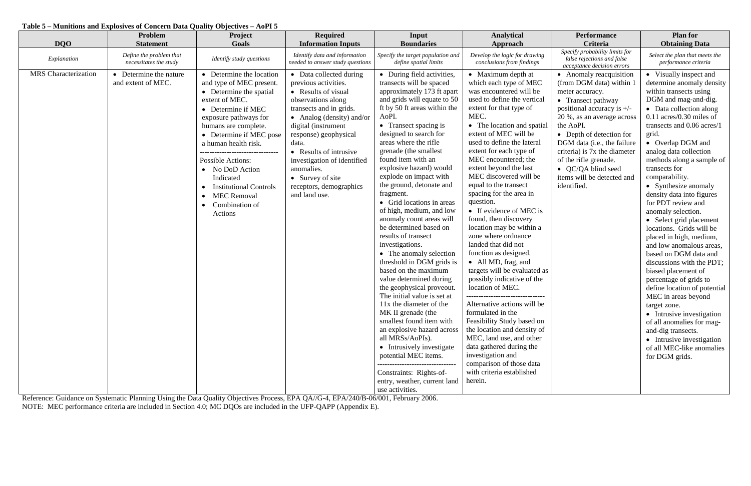**Table 5 – Munitions and Explosives of Concern Data Quality Objectives – AoPI 5**

| DQO | Problem Statement | Project Goals | Required Information Inputs | Input Boundaries | Analytical Approach | Performance Criteria | Plan for Obtaining Data |
|---|---|---|---|---|---|---|---|
| *Explanation* | *Define the problem that necessitates the study* | *Identify study questions* | *Identify data and information needed to answer study questions* | *Specify the target population and define spatial limits* | *Develop the logic for drawing conclusions from findings* | *Specify probability limits for false rejections and false acceptance decision errors* | *Select the plan that meets the performance criteria* |
| MRS Characterization | • Determine the nature and extent of MEC. | • Determine the location and type of MEC present.<br>• Determine the spatial extent of MEC.<br>• Determine if MEC exposure pathways for humans are complete.<br>• Determine if MEC pose a human health risk.<br>--------------------------------<br>Possible Actions:<br>• No DoD Action Indicated<br>• Institutional Controls<br>• MEC Removal<br>• Combination of Actions | • Data collected during previous activities.<br>• Results of visual observations along transects and in grids.<br>• Analog (density) and/or digital (instrument response) geophysical data.<br>• Results of intrusive investigation of identified anomalies.<br>• Survey of site receptors, demographics and land use. | • During field activities, transects will be spaced approximately 173 ft apart and grids will equate to 50 ft by 50 ft areas within the AoPI.<br>• Transect spacing is designed to search for areas where the rifle grenade (the smallest found item with an explosive hazard) would explode on impact with the ground, detonate and fragment.<br>• Grid locations in areas of high, medium, and low anomaly count areas will be determined based on results of transect investigations.<br>• The anomaly selection threshold in DGM grids is based on the maximum value determined during the geophysical proveout. The initial value is set at 11x the diameter of the MK II grenade (the smallest found item with an explosive hazard across all MRSs/AoPIs).<br>• Intrusively investigate potential MEC items.<br>--------------------------------<br>Constraints: Rights-of-entry, weather, current land use activities. | • Maximum depth at which each type of MEC was encountered will be used to define the vertical extent for that type of MEC.<br>• The location and spatial extent of MEC will be used to define the lateral extent for each type of MEC encountered; the extent beyond the last MEC discovered will be equal to the transect spacing for the area in question.<br>• If evidence of MEC is found, then discovery location may be within a zone where ordnance landed that did not function as designed.<br>• All MD, frag, and targets will be evaluated as possibly indicative of the location of MEC.<br>--------------------------------<br>Alternative actions will be formulated in the Feasibility Study based on the location and density of MEC, land use, and other data gathered during the investigation and comparison of those data with criteria established herein. | • Anomaly reacquisition (from DGM data) within 1 meter accuracy.<br>• Transect pathway positional accuracy is +/- 20 %, as an average across the AoPI.<br>• Depth of detection for DGM data (i.e., the failure criteria) is 7x the diameter of the rifle grenade.<br>• QC/QA blind seed items will be detected and identified. | • Visually inspect and determine anomaly density within transects using DGM and mag-and-dig.<br>• Data collection along 0.11 acres/0.30 miles of transects and 0.06 acres/1 grid.<br>• Overlap DGM and analog data collection methods along a sample of transects for comparability.<br>• Synthesize anomaly density data into figures for PDT review and anomaly selection.<br>• Select grid placement locations. Grids will be placed in high, medium, and low anomalous areas, based on DGM data and discussions with the PDT; biased placement of percentage of grids to define location of potential MEC in areas beyond target zone.<br>• Intrusive investigation of all anomalies for mag-and-dig transects.<br>• Intrusive investigation of all MEC-like anomalies for DGM grids. |

Reference: Guidance on Systematic Planning Using the Data Quality Objectives Process, EPA QA//G-4, EPA/240/B-06/001, February 2006.
NOTE: MEC performance criteria are included in Section 4.0; MC DQOs are included in the UFP-QAPP (Appendix E).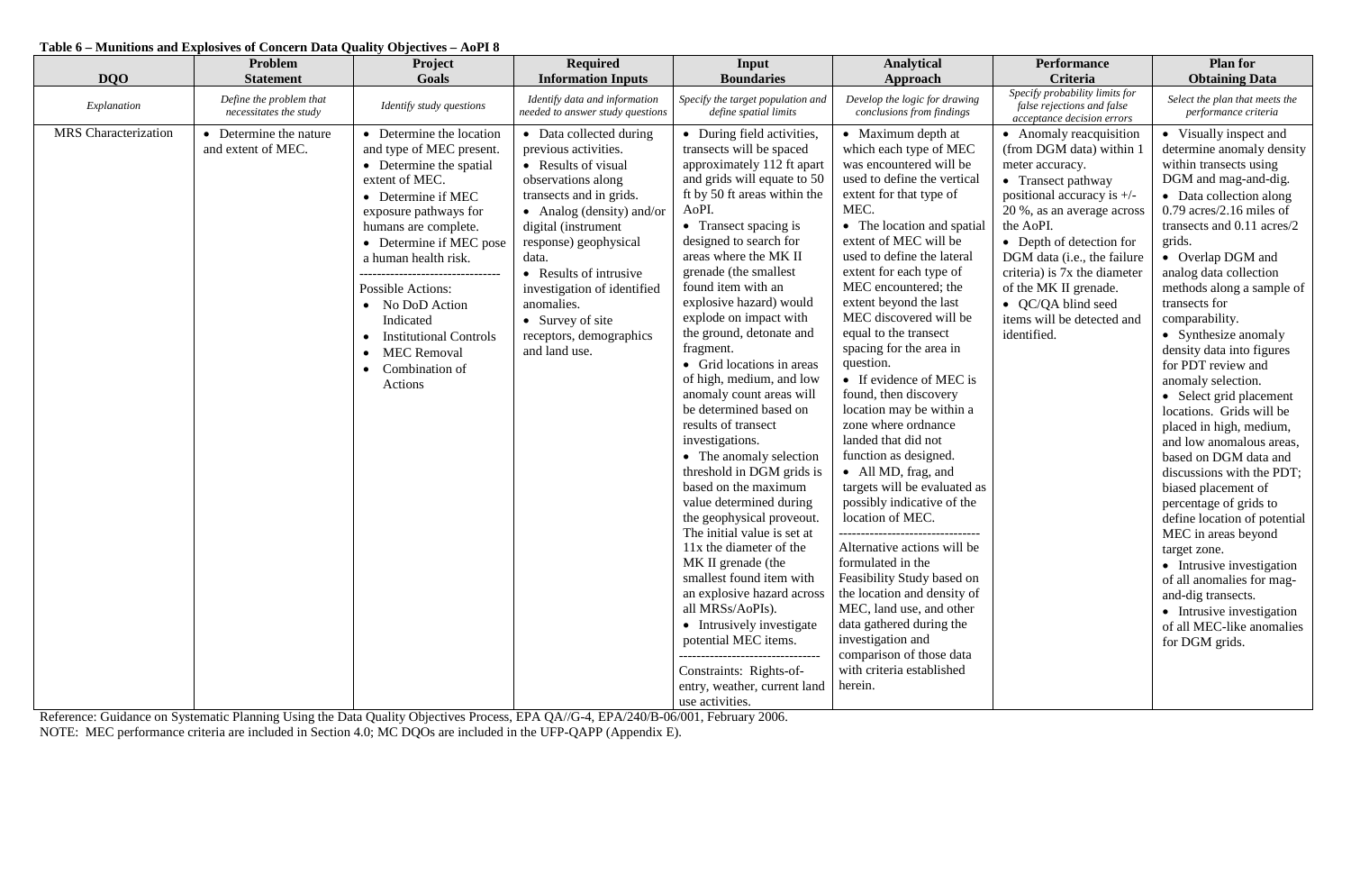**Table 6 – Munitions and Explosives of Concern Data Quality Objectives – AoPI 8**

| DQO | Problem Statement | Project Goals | Required Information Inputs | Input Boundaries | Analytical Approach | Performance Criteria | Plan for Obtaining Data |
|---|---|---|---|---|---|---|---|
| *Explanation* | *Define the problem that necessitates the study* | *Identify study questions* | *Identify data and information needed to answer study questions* | *Specify the target population and define spatial limits* | *Develop the logic for drawing conclusions from findings* | *Specify probability limits for false rejections and false acceptance decision errors* | *Select the plan that meets the performance criteria* |
| MRS Characterization | • Determine the nature and extent of MEC. | • Determine the location and type of MEC present.<br>• Determine the spatial extent of MEC.<br>• Determine if MEC exposure pathways for humans are complete.<br>• Determine if MEC pose a human health risk.<br>--------------------------------<br>Possible Actions:<br>• No DoD Action Indicated<br>• Institutional Controls<br>• MEC Removal<br>• Combination of Actions | • Data collected during previous activities.<br>• Results of visual observations along transects and in grids.<br>• Analog (density) and/or digital (instrument response) geophysical data.<br>• Results of intrusive investigation of identified anomalies.<br>• Survey of site receptors, demographics and land use. | • During field activities, transects will be spaced approximately 112 ft apart and grids will equate to 50 ft by 50 ft areas within the AoPI.<br>• Transect spacing is designed to search for areas where the MK II grenade (the smallest found item with an explosive hazard) would explode on impact with the ground, detonate and fragment.<br>• Grid locations in areas of high, medium, and low anomaly count areas will be determined based on results of transect investigations.<br>• The anomaly selection threshold in DGM grids is based on the maximum value determined during the geophysical proveout. The initial value is set at 11x the diameter of the MK II grenade (the smallest found item with an explosive hazard across all MRSs/AoPIs).<br>• Intrusively investigate potential MEC items.<br>--------------------------------<br>Constraints: Rights-of-entry, weather, current land use activities. | • Maximum depth at which each type of MEC was encountered will be used to define the vertical extent for that type of MEC.<br>• The location and spatial extent of MEC will be used to define the lateral extent for each type of MEC encountered; the extent beyond the last MEC discovered will be equal to the transect spacing for the area in question.<br>• If evidence of MEC is found, then discovery location may be within a zone where ordnance landed that did not function as designed.<br>• All MD, frag, and targets will be evaluated as possibly indicative of the location of MEC.<br>--------------------------------<br>Alternative actions will be formulated in the Feasibility Study based on the location and density of MEC, land use, and other data gathered during the investigation and comparison of those data with criteria established herein. | • Anomaly reacquisition (from DGM data) within 1 meter accuracy.<br>• Transect pathway positional accuracy is +/- 20 %, as an average across the AoPI.<br>• Depth of detection for DGM data (i.e., the failure criteria) is 7x the diameter of the MK II grenade.<br>• QC/QA blind seed items will be detected and identified. | • Visually inspect and determine anomaly density within transects using DGM and mag-and-dig.<br>• Data collection along 0.79 acres/2.16 miles of transects and 0.11 acres/2 grids.<br>• Overlap DGM and analog data collection methods along a sample of transects for comparability.<br>• Synthesize anomaly density data into figures for PDT review and anomaly selection.<br>• Select grid placement locations. Grids will be placed in high, medium, and low anomalous areas, based on DGM data and discussions with the PDT; biased placement of percentage of grids to define location of potential MEC in areas beyond target zone.<br>• Intrusive investigation of all anomalies for mag-and-dig transects.<br>• Intrusive investigation of all MEC-like anomalies for DGM grids. |

Reference: Guidance on Systematic Planning Using the Data Quality Objectives Process, EPA QA//G-4, EPA/240/B-06/001, February 2006.
NOTE: MEC performance criteria are included in Section 4.0; MC DQOs are included in the UFP-QAPP (Appendix E).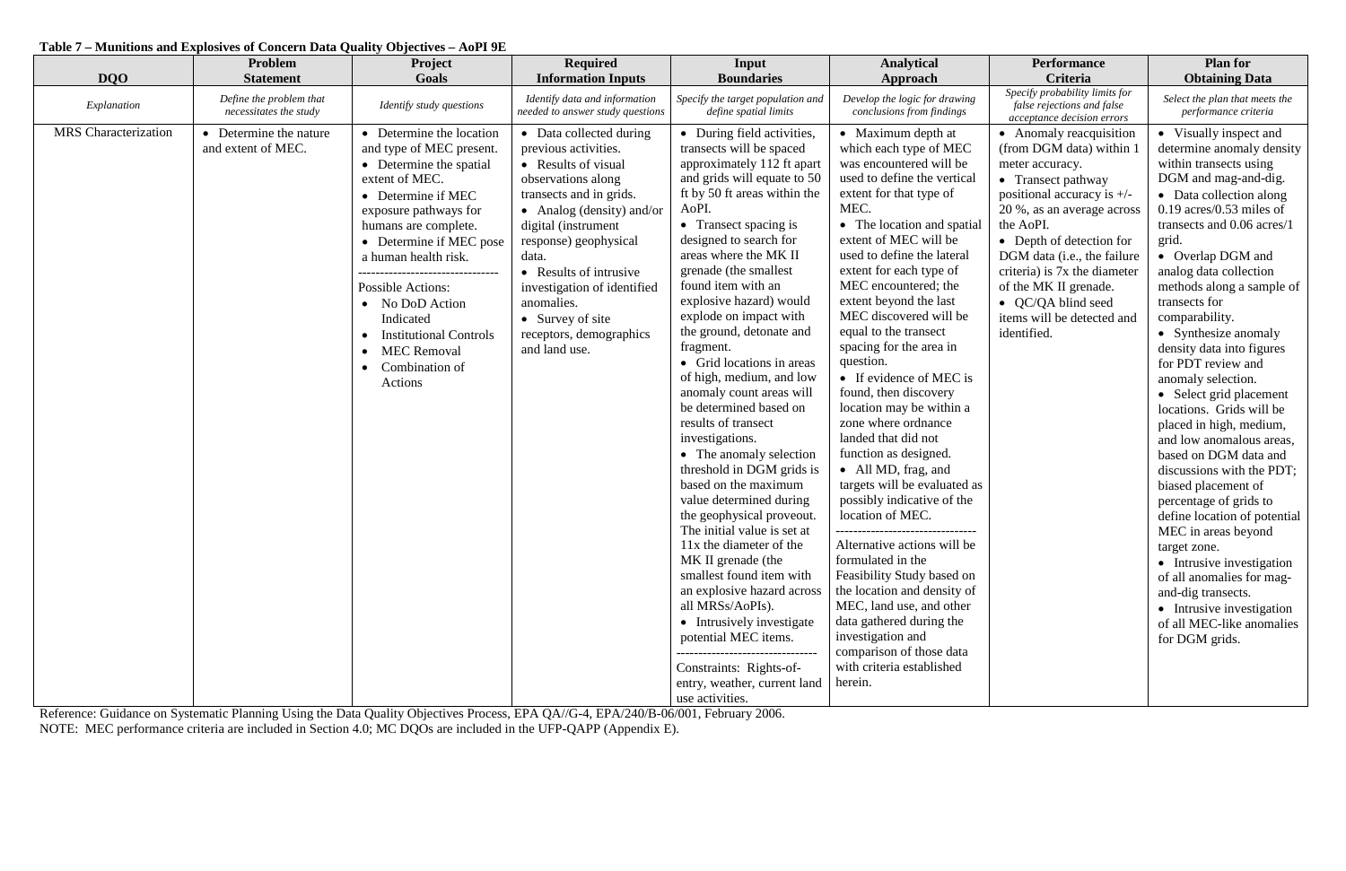**Table 7 – Munitions and Explosives of Concern Data Quality Objectives – AoPI 9E**

| DQO | Problem Statement | Project Goals | Required Information Inputs | Input Boundaries | Analytical Approach | Performance Criteria | Plan for Obtaining Data |
|---|---|---|---|---|---|---|---|
| *Explanation* | *Define the problem that necessitates the study* | *Identify study questions* | *Identify data and information needed to answer study questions* | *Specify the target population and define spatial limits* | *Develop the logic for drawing conclusions from findings* | *Specify probability limits for false rejections and false acceptance decision errors* | *Select the plan that meets the performance criteria* |
| MRS Characterization | • Determine the nature and extent of MEC. | • Determine the location and type of MEC present.<br>• Determine the spatial extent of MEC.<br>• Determine if MEC exposure pathways for humans are complete.<br>• Determine if MEC pose a human health risk.<br>--------------------------------<br>Possible Actions:<br>• No DoD Action Indicated<br>• Institutional Controls<br>• MEC Removal<br>• Combination of Actions | • Data collected during previous activities.<br>• Results of visual observations along transects and in grids.<br>• Analog (density) and/or digital (instrument response) geophysical data.<br>• Results of intrusive investigation of identified anomalies.<br>• Survey of site receptors, demographics and land use. | • During field activities, transects will be spaced approximately 112 ft apart and grids will equate to 50 ft by 50 ft areas within the AoPI.<br>• Transect spacing is designed to search for areas where the MK II grenade (the smallest found item with an explosive hazard) would explode on impact with the ground, detonate and fragment.<br>• Grid locations in areas of high, medium, and low anomaly count areas will be determined based on results of transect investigations.<br>• The anomaly selection threshold in DGM grids is based on the maximum value determined during the geophysical proveout. The initial value is set at 11x the diameter of the MK II grenade (the smallest found item with an explosive hazard across all MRSs/AoPIs).<br>• Intrusively investigate potential MEC items.<br>--------------------------------<br>Constraints: Rights-of-entry, weather, current land use activities. | • Maximum depth at which each type of MEC was encountered will be used to define the vertical extent for that type of MEC.<br>• The location and spatial extent of MEC will be used to define the lateral extent for each type of MEC encountered; the extent beyond the last MEC discovered will be equal to the transect spacing for the area in question.<br>• If evidence of MEC is found, then discovery location may be within a zone where ordnance landed that did not function as designed.<br>• All MD, frag, and targets will be evaluated as possibly indicative of the location of MEC.<br>--------------------------------<br>Alternative actions will be formulated in the Feasibility Study based on the location and density of MEC, land use, and other data gathered during the investigation and comparison of those data with criteria established herein. | • Anomaly reacquisition (from DGM data) within 1 meter accuracy.<br>• Transect pathway positional accuracy is +/- 20 %, as an average across the AoPI.<br>• Depth of detection for DGM data (i.e., the failure criteria) is 7x the diameter of the MK II grenade.<br>• QC/QA blind seed items will be detected and identified. | • Visually inspect and determine anomaly density within transects using DGM and mag-and-dig.<br>• Data collection along 0.19 acres/0.53 miles of transects and 0.06 acres/1 grid.<br>• Overlap DGM and analog data collection methods along a sample of transects for comparability.<br>• Synthesize anomaly density data into figures for PDT review and anomaly selection.<br>• Select grid placement locations. Grids will be placed in high, medium, and low anomalous areas, based on DGM data and discussions with the PDT; biased placement of percentage of grids to define location of potential MEC in areas beyond target zone.<br>• Intrusive investigation of all anomalies for mag-and-dig transects.<br>• Intrusive investigation of all MEC-like anomalies for DGM grids. |

Reference: Guidance on Systematic Planning Using the Data Quality Objectives Process, EPA QA//G-4, EPA/240/B-06/001, February 2006.

NOTE: MEC performance criteria are included in Section 4.0; MC DQOs are included in the UFP-QAPP (Appendix E).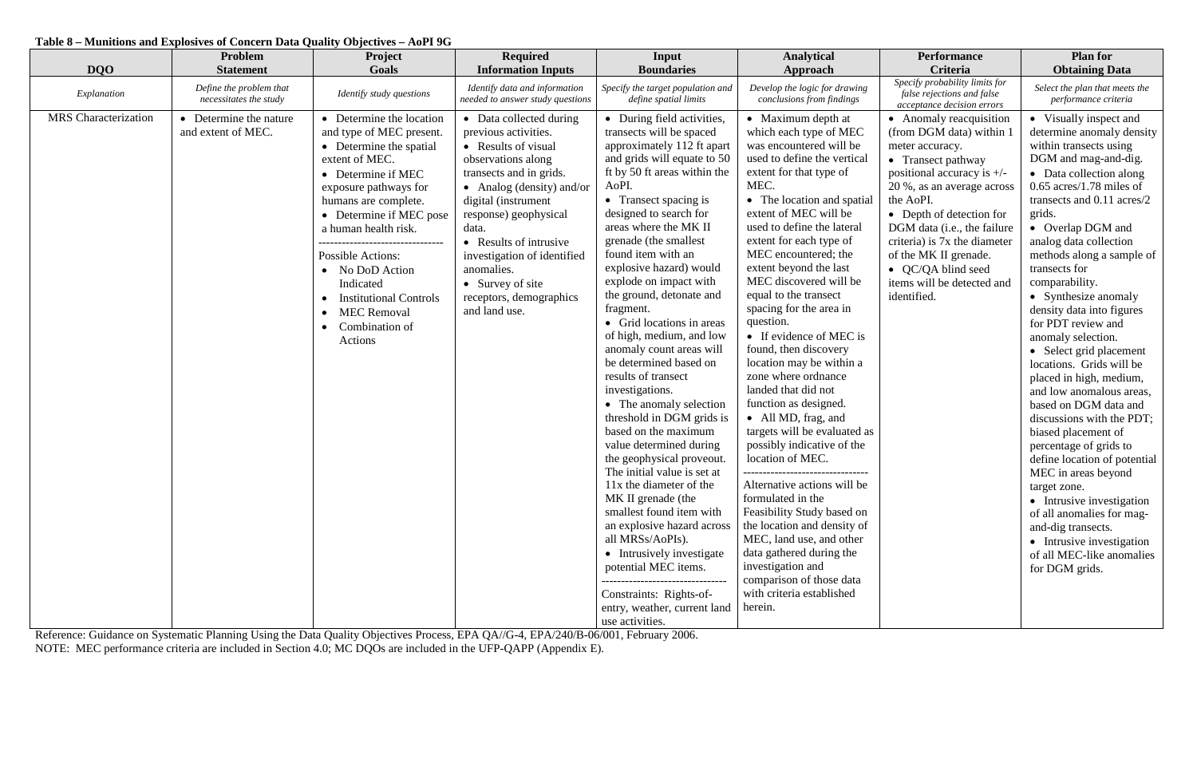**Table 8 – Munitions and Explosives of Concern Data Quality Objectives – AoPI 9G**

| DQO | Problem Statement | Project Goals | Required Information Inputs | Input Boundaries | Analytical Approach | Performance Criteria | Plan for Obtaining Data |
|---|---|---|---|---|---|---|---|
| *Explanation* | *Define the problem that necessitates the study* | *Identify study questions* | *Identify data and information needed to answer study questions* | *Specify the target population and define spatial limits* | *Develop the logic for drawing conclusions from findings* | *Specify probability limits for false rejections and false acceptance decision errors* | *Select the plan that meets the performance criteria* |
| MRS Characterization | • Determine the nature and extent of MEC. | • Determine the location and type of MEC present.<br>• Determine the spatial extent of MEC.<br>• Determine if MEC exposure pathways for humans are complete.<br>• Determine if MEC pose a human health risk.<br>--------------------------------<br>Possible Actions:<br>• No DoD Action Indicated<br>• Institutional Controls<br>• MEC Removal<br>• Combination of Actions | • Data collected during previous activities.<br>• Results of visual observations along transects and in grids.<br>• Analog (density) and/or digital (instrument response) geophysical data.<br>• Results of intrusive investigation of identified anomalies.<br>• Survey of site receptors, demographics and land use. | • During field activities, transects will be spaced approximately 112 ft apart and grids will equate to 50 ft by 50 ft areas within the AoPI.<br>• Transect spacing is designed to search for areas where the MK II grenade (the smallest found item with an explosive hazard) would explode on impact with the ground, detonate and fragment.<br>• Grid locations in areas of high, medium, and low anomaly count areas will be determined based on results of transect investigations.<br>• The anomaly selection threshold in DGM grids is based on the maximum value determined during the geophysical proveout. The initial value is set at 11x the diameter of the MK II grenade (the smallest found item with an explosive hazard across all MRSs/AoPIs).<br>• Intrusively investigate potential MEC items.<br>--------------------------------<br>Constraints: Rights-of-entry, weather, current land use activities. | • Maximum depth at which each type of MEC was encountered will be used to define the vertical extent for that type of MEC.<br>• The location and spatial extent of MEC will be used to define the lateral extent for each type of MEC encountered; the extent beyond the last MEC discovered will be equal to the transect spacing for the area in question.<br>• If evidence of MEC is found, then discovery location may be within a zone where ordnance landed that did not function as designed.<br>• All MD, frag, and targets will be evaluated as possibly indicative of the location of MEC.<br>--------------------------------<br>Alternative actions will be formulated in the Feasibility Study based on the location and density of MEC, land use, and other data gathered during the investigation and comparison of those data with criteria established herein. | • Anomaly reacquisition (from DGM data) within 1 meter accuracy.<br>• Transect pathway positional accuracy is +/- 20 %, as an average across the AoPI.<br>• Depth of detection for DGM data (i.e., the failure criteria) is 7x the diameter of the MK II grenade.<br>• QC/QA blind seed items will be detected and identified. | • Visually inspect and determine anomaly density within transects using DGM and mag-and-dig.<br>• Data collection along 0.65 acres/1.78 miles of transects and 0.11 acres/2 grids.<br>• Overlap DGM and analog data collection methods along a sample of transects for comparability.<br>• Synthesize anomaly density data into figures for PDT review and anomaly selection.<br>• Select grid placement locations. Grids will be placed in high, medium, and low anomalous areas, based on DGM data and discussions with the PDT; biased placement of percentage of grids to define location of potential MEC in areas beyond target zone.<br>• Intrusive investigation of all anomalies for mag-and-dig transects.<br>• Intrusive investigation of all MEC-like anomalies for DGM grids. |

Reference: Guidance on Systematic Planning Using the Data Quality Objectives Process, EPA QA//G-4, EPA/240/B-06/001, February 2006.

NOTE: MEC performance criteria are included in Section 4.0; MC DQOs are included in the UFP-QAPP (Appendix E).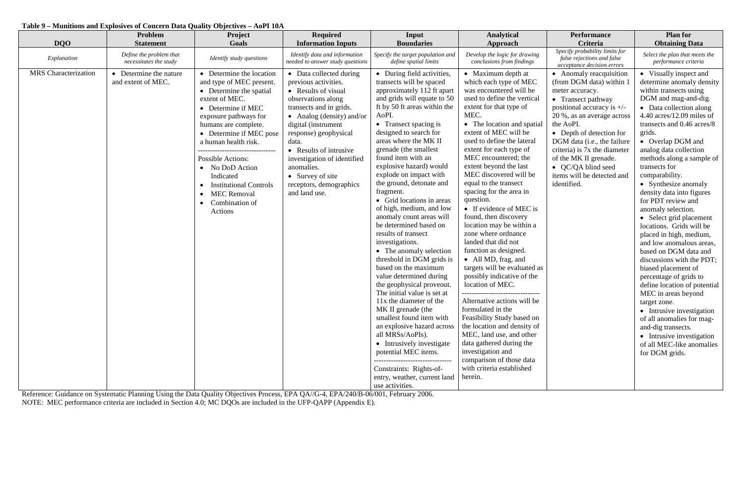**Table 9 – Munitions and Explosives of Concern Data Quality Objectives – AoPI 10A**

| DQO | Problem Statement | Project Goals | Required Information Inputs | Input Boundaries | Analytical Approach | Performance Criteria | Plan for Obtaining Data |
|---|---|---|---|---|---|---|---|
| *Explanation* | *Define the problem that necessitates the study* | *Identify study questions* | *Identify data and information needed to answer study questions* | *Specify the target population and define spatial limits* | *Develop the logic for drawing conclusions from findings* | *Specify probability limits for false rejections and false acceptance decision errors* | *Select the plan that meets the performance criteria* |
| MRS Characterization | • Determine the nature and extent of MEC. | • Determine the location and type of MEC present.<br>• Determine the spatial extent of MEC.<br>• Determine if MEC exposure pathways for humans are complete.<br>• Determine if MEC pose a human health risk.<br>--------------------------------<br>Possible Actions:<br>• No DoD Action Indicated<br>• Institutional Controls<br>• MEC Removal<br>• Combination of Actions | • Data collected during previous activities.<br>• Results of visual observations along transects and in grids.<br>• Analog (density) and/or digital (instrument response) geophysical data.<br>• Results of intrusive investigation of identified anomalies.<br>• Survey of site receptors, demographics and land use. | • During field activities, transects will be spaced approximately 112 ft apart and grids will equate to 50 ft by 50 ft areas within the AoPI.<br>• Transect spacing is designed to search for areas where the MK II grenade (the smallest found item with an explosive hazard) would explode on impact with the ground, detonate and fragment.<br>• Grid locations in areas of high, medium, and low anomaly count areas will be determined based on results of transect investigations.<br>• The anomaly selection threshold in DGM grids is based on the maximum value determined during the geophysical proveout. The initial value is set at 11x the diameter of the MK II grenade (the smallest found item with an explosive hazard across all MRSs/AoPIs).<br>• Intrusively investigate potential MEC items.<br>--------------------------------<br>Constraints: Rights-of-entry, weather, current land use activities. | • Maximum depth at which each type of MEC was encountered will be used to define the vertical extent for that type of MEC.<br>• The location and spatial extent of MEC will be used to define the lateral extent for each type of MEC encountered; the extent beyond the last MEC discovered will be equal to the transect spacing for the area in question.<br>• If evidence of MEC is found, then discovery location may be within a zone where ordnance landed that did not function as designed.<br>• All MD, frag, and targets will be evaluated as possibly indicative of the location of MEC.<br>--------------------------------<br>Alternative actions will be formulated in the Feasibility Study based on the location and density of MEC, land use, and other data gathered during the investigation and comparison of those data with criteria established herein. | • Anomaly reacquisition (from DGM data) within 1 meter accuracy.<br>• Transect pathway positional accuracy is +/- 20 %, as an average across the AoPI.<br>• Depth of detection for DGM data (i.e., the failure criteria) is 7x the diameter of the MK II grenade.<br>• QC/QA blind seed items will be detected and identified. | • Visually inspect and determine anomaly density within transects using DGM and mag-and-dig.<br>• Data collection along 4.40 acres/12.09 miles of transects and 0.46 acres/8 grids.<br>• Overlap DGM and analog data collection methods along a sample of transects for comparability.<br>• Synthesize anomaly density data into figures for PDT review and anomaly selection.<br>• Select grid placement locations. Grids will be placed in high, medium, and low anomalous areas, based on DGM data and discussions with the PDT; biased placement of percentage of grids to define location of potential MEC in areas beyond target zone.<br>• Intrusive investigation of all anomalies for mag-and-dig transects.<br>• Intrusive investigation of all MEC-like anomalies for DGM grids. |

Reference: Guidance on Systematic Planning Using the Data Quality Objectives Process, EPA QA//G-4, EPA/240/B-06/001, February 2006.
NOTE: MEC performance criteria are included in Section 4.0; MC DQOs are included in the UFP-QAPP (Appendix E).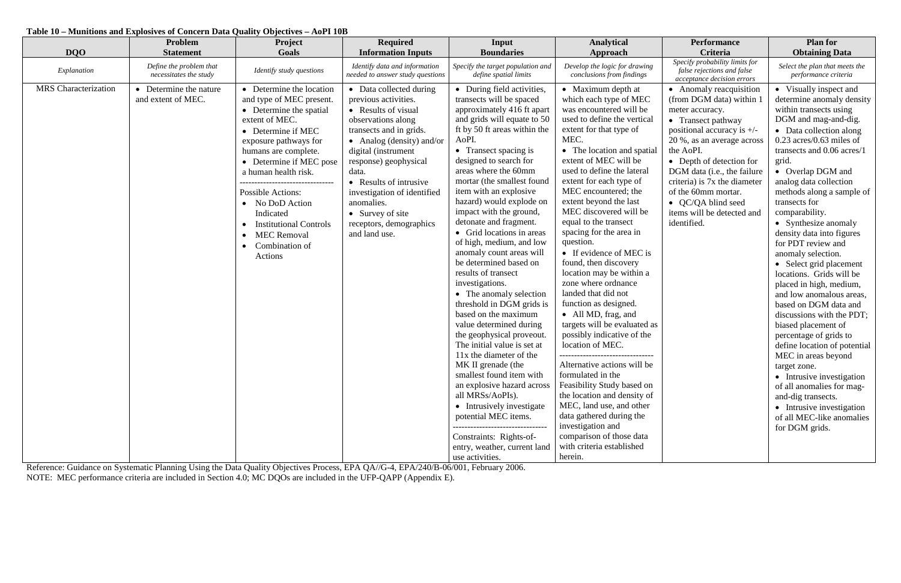**Table 10 – Munitions and Explosives of Concern Data Quality Objectives – AoPI 10B**

| DQO | Problem Statement | Project Goals | Required Information Inputs | Input Boundaries | Analytical Approach | Performance Criteria | Plan for Obtaining Data |
|---|---|---|---|---|---|---|---|
| *Explanation* | *Define the problem that necessitates the study* | *Identify study questions* | *Identify data and information needed to answer study questions* | *Specify the target population and define spatial limits* | *Develop the logic for drawing conclusions from findings* | *Specify probability limits for false rejections and false acceptance decision errors* | *Select the plan that meets the performance criteria* |
| MRS Characterization | • Determine the nature and extent of MEC. | • Determine the location and type of MEC present.<br>• Determine the spatial extent of MEC.<br>• Determine if MEC exposure pathways for humans are complete.<br>• Determine if MEC pose a human health risk.<br>--------------------------------<br>Possible Actions:<br>• No DoD Action Indicated<br>• Institutional Controls<br>• MEC Removal<br>• Combination of Actions | • Data collected during previous activities.<br>• Results of visual observations along transects and in grids.<br>• Analog (density) and/or digital (instrument response) geophysical data.<br>• Results of intrusive investigation of identified anomalies.<br>• Survey of site receptors, demographics and land use. | • During field activities, transects will be spaced approximately 416 ft apart and grids will equate to 50 ft by 50 ft areas within the AoPI.<br>• Transect spacing is designed to search for areas where the 60mm mortar (the smallest found item with an explosive hazard) would explode on impact with the ground, detonate and fragment.<br>• Grid locations in areas of high, medium, and low anomaly count areas will be determined based on results of transect investigations.<br>• The anomaly selection threshold in DGM grids is based on the maximum value determined during the geophysical proveout. The initial value is set at 11x the diameter of the MK II grenade (the smallest found item with an explosive hazard across all MRSs/AoPIs).<br>• Intrusively investigate potential MEC items.<br>--------------------------------<br>Constraints: Rights-of-entry, weather, current land use activities. | • Maximum depth at which each type of MEC was encountered will be used to define the vertical extent for that type of MEC.<br>• The location and spatial extent of MEC will be used to define the lateral extent for each type of MEC encountered; the extent beyond the last MEC discovered will be equal to the transect spacing for the area in question.<br>• If evidence of MEC is found, then discovery location may be within a zone where ordnance landed that did not function as designed.<br>• All MD, frag, and targets will be evaluated as possibly indicative of the location of MEC.<br>--------------------------------<br>Alternative actions will be formulated in the Feasibility Study based on the location and density of MEC, land use, and other data gathered during the investigation and comparison of those data with criteria established herein. | • Anomaly reacquisition (from DGM data) within 1 meter accuracy.<br>• Transect pathway positional accuracy is +/- 20 %, as an average across the AoPI.<br>• Depth of detection for DGM data (i.e., the failure criteria) is 7x the diameter of the 60mm mortar.<br>• QC/QA blind seed items will be detected and identified. | • Visually inspect and determine anomaly density within transects using DGM and mag-and-dig.<br>• Data collection along 0.23 acres/0.63 miles of transects and 0.06 acres/1 grid.<br>• Overlap DGM and analog data collection methods along a sample of transects for comparability.<br>• Synthesize anomaly density data into figures for PDT review and anomaly selection.<br>• Select grid placement locations. Grids will be placed in high, medium, and low anomalous areas, based on DGM data and discussions with the PDT; biased placement of percentage of grids to define location of potential MEC in areas beyond target zone.<br>• Intrusive investigation of all anomalies for mag-and-dig transects.<br>• Intrusive investigation of all MEC-like anomalies for DGM grids. |

Reference: Guidance on Systematic Planning Using the Data Quality Objectives Process, EPA QA//G-4, EPA/240/B-06/001, February 2006.

NOTE: MEC performance criteria are included in Section 4.0; MC DQOs are included in the UFP-QAPP (Appendix E).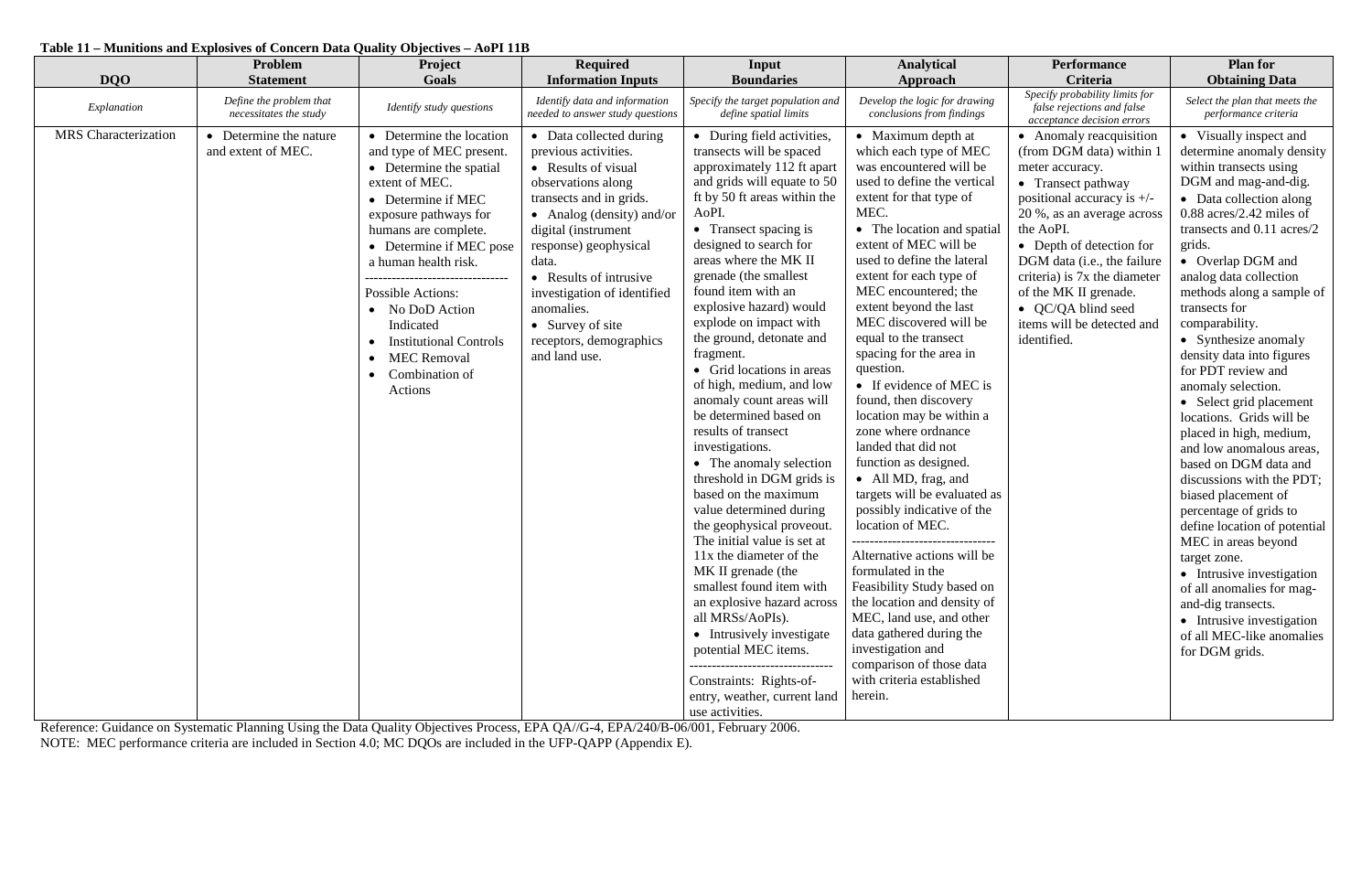**Table 11 – Munitions and Explosives of Concern Data Quality Objectives – AoPI 11B**

| DQO | Problem Statement | Project Goals | Required Information Inputs | Input Boundaries | Analytical Approach | Performance Criteria | Plan for Obtaining Data |
|---|---|---|---|---|---|---|---|
| *Explanation* | *Define the problem that necessitates the study* | *Identify study questions* | *Identify data and information needed to answer study questions* | *Specify the target population and define spatial limits* | *Develop the logic for drawing conclusions from findings* | *Specify probability limits for false rejections and false acceptance decision errors* | *Select the plan that meets the performance criteria* |
| MRS Characterization | • Determine the nature and extent of MEC. | • Determine the location and type of MEC present.<br>• Determine the spatial extent of MEC.<br>• Determine if MEC exposure pathways for humans are complete.<br>• Determine if MEC pose a human health risk.<br>--------------------------------<br>Possible Actions:<br>• No DoD Action Indicated<br>• Institutional Controls<br>• MEC Removal<br>• Combination of Actions | • Data collected during previous activities.<br>• Results of visual observations along transects and in grids.<br>• Analog (density) and/or digital (instrument response) geophysical data.<br>• Results of intrusive investigation of identified anomalies.<br>• Survey of site receptors, demographics and land use. | • During field activities, transects will be spaced approximately 112 ft apart and grids will equate to 50 ft by 50 ft areas within the AoPI.<br>• Transect spacing is designed to search for areas where the MK II grenade (the smallest found item with an explosive hazard) would explode on impact with the ground, detonate and fragment.<br>• Grid locations in areas of high, medium, and low anomaly count areas will be determined based on results of transect investigations.<br>• The anomaly selection threshold in DGM grids is based on the maximum value determined during the geophysical proveout. The initial value is set at 11x the diameter of the MK II grenade (the smallest found item with an explosive hazard across all MRSs/AoPIs).<br>• Intrusively investigate potential MEC items.<br>--------------------------------<br>Constraints: Rights-of-entry, weather, current land use activities. | • Maximum depth at which each type of MEC was encountered will be used to define the vertical extent for that type of MEC.<br>• The location and spatial extent of MEC will be used to define the lateral extent for each type of MEC encountered; the extent beyond the last MEC discovered will be equal to the transect spacing for the area in question.<br>• If evidence of MEC is found, then discovery location may be within a zone where ordnance landed that did not function as designed.<br>• All MD, frag, and targets will be evaluated as possibly indicative of the location of MEC.<br>--------------------------------<br>Alternative actions will be formulated in the Feasibility Study based on the location and density of MEC, land use, and other data gathered during the investigation and comparison of those data with criteria established herein. | • Anomaly reacquisition (from DGM data) within 1 meter accuracy.<br>• Transect pathway positional accuracy is +/- 20 %, as an average across the AoPI.<br>• Depth of detection for DGM data (i.e., the failure criteria) is 7x the diameter of the MK II grenade.<br>• QC/QA blind seed items will be detected and identified. | • Visually inspect and determine anomaly density within transects using DGM and mag-and-dig.<br>• Data collection along 0.88 acres/2.42 miles of transects and 0.11 acres/2 grids.<br>• Overlap DGM and analog data collection methods along a sample of transects for comparability.<br>• Synthesize anomaly density data into figures for PDT review and anomaly selection.<br>• Select grid placement locations. Grids will be placed in high, medium, and low anomalous areas, based on DGM data and discussions with the PDT; biased placement of percentage of grids to define location of potential MEC in areas beyond target zone.<br>• Intrusive investigation of all anomalies for mag-and-dig transects.<br>• Intrusive investigation of all MEC-like anomalies for DGM grids. |

Reference: Guidance on Systematic Planning Using the Data Quality Objectives Process, EPA QA//G-4, EPA/240/B-06/001, February 2006.
NOTE: MEC performance criteria are included in Section 4.0; MC DQOs are included in the UFP-QAPP (Appendix E).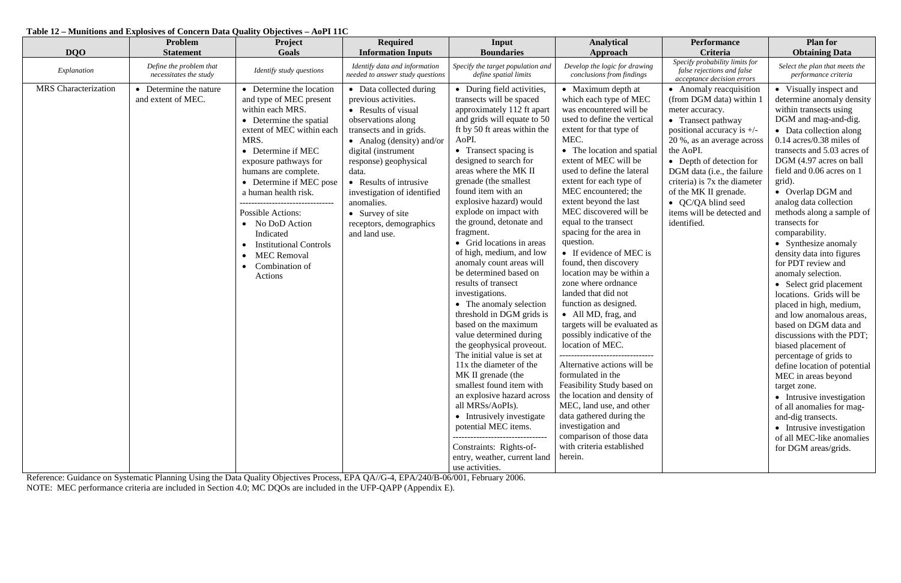**Table 12 – Munitions and Explosives of Concern Data Quality Objectives – AoPI 11C**

| DQO | Problem Statement | Project Goals | Required Information Inputs | Input Boundaries | Analytical Approach | Performance Criteria | Plan for Obtaining Data |
|---|---|---|---|---|---|---|---|
| *Explanation* | *Define the problem that necessitates the study* | *Identify study questions* | *Identify data and information needed to answer study questions* | *Specify the target population and define spatial limits* | *Develop the logic for drawing conclusions from findings* | *Specify probability limits for false rejections and false acceptance decision errors* | *Select the plan that meets the performance criteria* |
| MRS Characterization | • Determine the nature and extent of MEC. | • Determine the location and type of MEC present within each MRS.<br>• Determine the spatial extent of MEC within each MRS.<br>• Determine if MEC exposure pathways for humans are complete.<br>• Determine if MEC pose a human health risk.<br>--------------------------------<br>Possible Actions:<br>• No DoD Action Indicated<br>• Institutional Controls<br>• MEC Removal<br>• Combination of Actions | • Data collected during previous activities.<br>• Results of visual observations along transects and in grids.<br>• Analog (density) and/or digital (instrument response) geophysical data.<br>• Results of intrusive investigation of identified anomalies.<br>• Survey of site receptors, demographics and land use. | • During field activities, transects will be spaced approximately 112 ft apart and grids will equate to 50 ft by 50 ft areas within the AoPI.<br>• Transect spacing is designed to search for areas where the MK II grenade (the smallest found item with an explosive hazard) would explode on impact with the ground, detonate and fragment.<br>• Grid locations in areas of high, medium, and low anomaly count areas will be determined based on results of transect investigations.<br>• The anomaly selection threshold in DGM grids is based on the maximum value determined during the geophysical proveout. The initial value is set at 11x the diameter of the MK II grenade (the smallest found item with an explosive hazard across all MRSs/AoPIs).<br>• Intrusively investigate potential MEC items.<br>--------------------------------<br>Constraints: Rights-of-entry, weather, current land use activities. | • Maximum depth at which each type of MEC was encountered will be used to define the vertical extent for that type of MEC.<br>• The location and spatial extent of MEC will be used to define the lateral extent for each type of MEC encountered; the extent beyond the last MEC discovered will be equal to the transect spacing for the area in question.<br>• If evidence of MEC is found, then discovery location may be within a zone where ordnance landed that did not function as designed.<br>• All MD, frag, and targets will be evaluated as possibly indicative of the location of MEC.<br>--------------------------------<br>Alternative actions will be formulated in the Feasibility Study based on the location and density of MEC, land use, and other data gathered during the investigation and comparison of those data with criteria established herein. | • Anomaly reacquisition (from DGM data) within 1 meter accuracy.<br>• Transect pathway positional accuracy is +/- 20 %, as an average across the AoPI.<br>• Depth of detection for DGM data (i.e., the failure criteria) is 7x the diameter of the MK II grenade.<br>• QC/QA blind seed items will be detected and identified. | • Visually inspect and determine anomaly density within transects using DGM and mag-and-dig.<br>• Data collection along 0.14 acres/0.38 miles of transects and 5.03 acres of DGM (4.97 acres on ball field and 0.06 acres on 1 grid).<br>• Overlap DGM and analog data collection methods along a sample of transects for comparability.<br>• Synthesize anomaly density data into figures for PDT review and anomaly selection.<br>• Select grid placement locations. Grids will be placed in high, medium, and low anomalous areas, based on DGM data and discussions with the PDT; biased placement of percentage of grids to define location of potential MEC in areas beyond target zone.<br>• Intrusive investigation of all anomalies for mag-and-dig transects.<br>• Intrusive investigation of all MEC-like anomalies for DGM areas/grids. |

Reference: Guidance on Systematic Planning Using the Data Quality Objectives Process, EPA QA//G-4, EPA/240/B-06/001, February 2006.

NOTE: MEC performance criteria are included in Section 4.0; MC DQOs are included in the UFP-QAPP (Appendix E).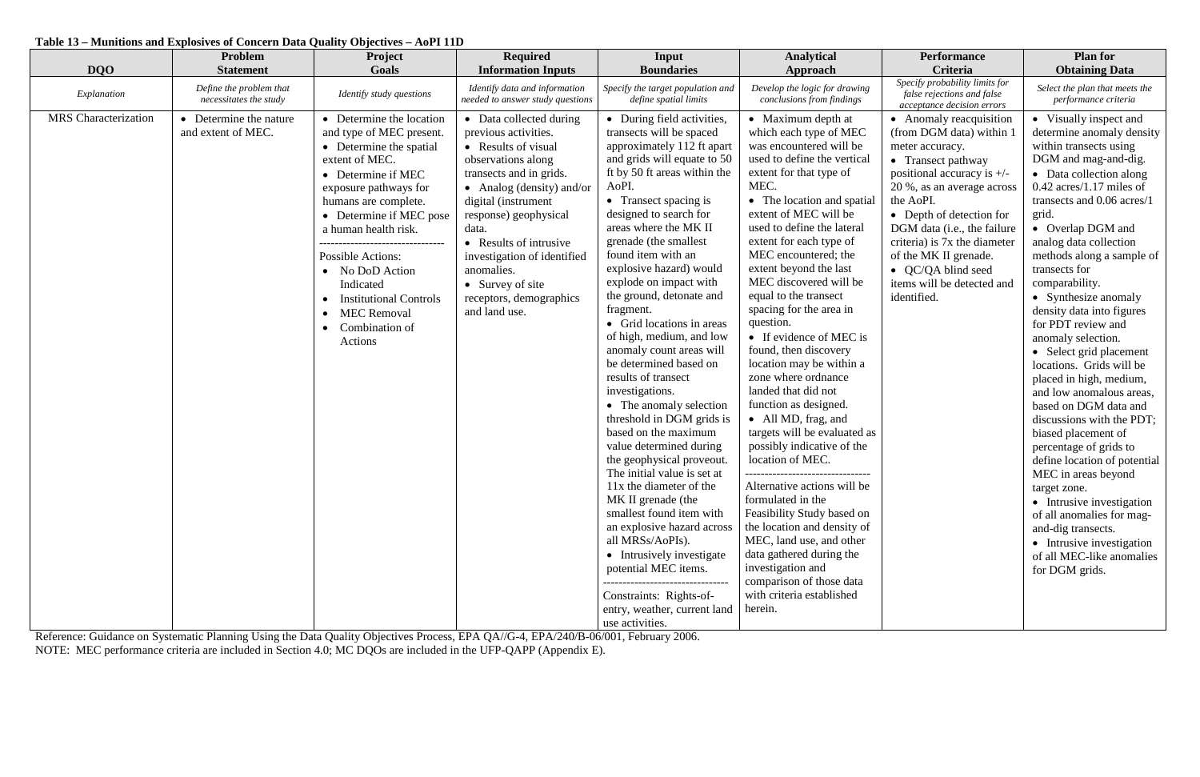**Table 13 – Munitions and Explosives of Concern Data Quality Objectives – AoPI 11D**

| DQO | Problem Statement | Project Goals | Required Information Inputs | Input Boundaries | Analytical Approach | Performance Criteria | Plan for Obtaining Data |
|---|---|---|---|---|---|---|---|
| *Explanation* | *Define the problem that necessitates the study* | *Identify study questions* | *Identify data and information needed to answer study questions* | *Specify the target population and define spatial limits* | *Develop the logic for drawing conclusions from findings* | *Specify probability limits for false rejections and false acceptance decision errors* | *Select the plan that meets the performance criteria* |
| MRS Characterization | • Determine the nature and extent of MEC. | • Determine the location and type of MEC present.<br>• Determine the spatial extent of MEC.<br>• Determine if MEC exposure pathways for humans are complete.<br>• Determine if MEC pose a human health risk.<br>--------------------------------<br>Possible Actions:<br>• No DoD Action Indicated<br>• Institutional Controls<br>• MEC Removal<br>• Combination of Actions | • Data collected during previous activities.<br>• Results of visual observations along transects and in grids.<br>• Analog (density) and/or digital (instrument response) geophysical data.<br>• Results of intrusive investigation of identified anomalies.<br>• Survey of site receptors, demographics and land use. | • During field activities, transects will be spaced approximately 112 ft apart and grids will equate to 50 ft by 50 ft areas within the AoPI.<br>• Transect spacing is designed to search for areas where the MK II grenade (the smallest found item with an explosive hazard) would explode on impact with the ground, detonate and fragment.<br>• Grid locations in areas of high, medium, and low anomaly count areas will be determined based on results of transect investigations.<br>• The anomaly selection threshold in DGM grids is based on the maximum value determined during the geophysical proveout. The initial value is set at 11x the diameter of the MK II grenade (the smallest found item with an explosive hazard across all MRSs/AoPIs).<br>• Intrusively investigate potential MEC items.<br>--------------------------------<br>Constraints: Rights-of-entry, weather, current land use activities. | • Maximum depth at which each type of MEC was encountered will be used to define the vertical extent for that type of MEC.<br>• The location and spatial extent of MEC will be used to define the lateral extent for each type of MEC encountered; the extent beyond the last MEC discovered will be equal to the transect spacing for the area in question.<br>• If evidence of MEC is found, then discovery location may be within a zone where ordnance landed that did not function as designed.<br>• All MD, frag, and targets will be evaluated as possibly indicative of the location of MEC.<br>--------------------------------<br>Alternative actions will be formulated in the Feasibility Study based on the location and density of MEC, land use, and other data gathered during the investigation and comparison of those data with criteria established herein. | • Anomaly reacquisition (from DGM data) within 1 meter accuracy.<br>• Transect pathway positional accuracy is +/- 20 %, as an average across the AoPI.<br>• Depth of detection for DGM data (i.e., the failure criteria) is 7x the diameter of the MK II grenade.<br>• QC/QA blind seed items will be detected and identified. | • Visually inspect and determine anomaly density within transects using DGM and mag-and-dig.<br>• Data collection along 0.42 acres/1.17 miles of transects and 0.06 acres/1 grid.<br>• Overlap DGM and analog data collection methods along a sample of transects for comparability.<br>• Synthesize anomaly density data into figures for PDT review and anomaly selection.<br>• Select grid placement locations. Grids will be placed in high, medium, and low anomalous areas, based on DGM data and discussions with the PDT; biased placement of percentage of grids to define location of potential MEC in areas beyond target zone.<br>• Intrusive investigation of all anomalies for mag-and-dig transects.<br>• Intrusive investigation of all MEC-like anomalies for DGM grids. |

Reference: Guidance on Systematic Planning Using the Data Quality Objectives Process, EPA QA//G-4, EPA/240/B-06/001, February 2006.
NOTE: MEC performance criteria are included in Section 4.0; MC DQOs are included in the UFP-QAPP (Appendix E).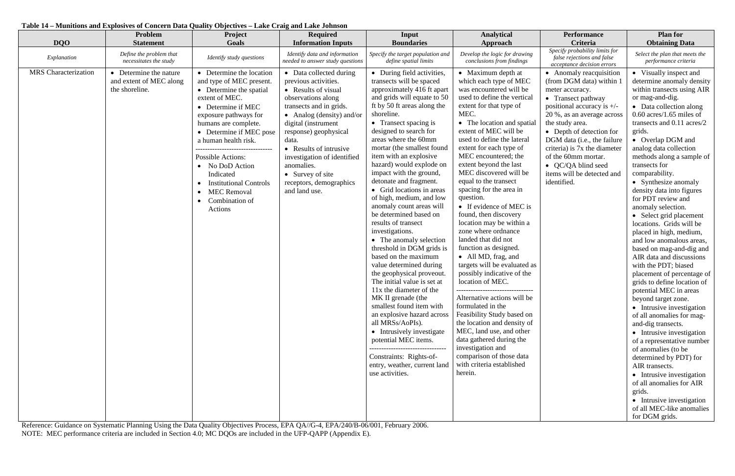**Table 14 – Munitions and Explosives of Concern Data Quality Objectives – Lake Craig and Lake Johnson**

| DQO | Problem Statement | Project Goals | Required Information Inputs | Input Boundaries | Analytical Approach | Performance Criteria | Plan for Obtaining Data |
|---|---|---|---|---|---|---|---|
| *Explanation* | *Define the problem that necessitates the study* | *Identify study questions* | *Identify data and information needed to answer study questions* | *Specify the target population and define spatial limits* | *Develop the logic for drawing conclusions from findings* | *Specify probability limits for false rejections and false acceptance decision errors* | *Select the plan that meets the performance criteria* |
| MRS Characterization | • Determine the nature and extent of MEC along the shoreline. | • Determine the location and type of MEC present.<br>• Determine the spatial extent of MEC.<br>• Determine if MEC exposure pathways for humans are complete.<br>• Determine if MEC pose a human health risk.<br>--------------------------------<br>Possible Actions:<br>• No DoD Action Indicated<br>• Institutional Controls<br>• MEC Removal<br>• Combination of Actions | • Data collected during previous activities.<br>• Results of visual observations along transects and in grids.<br>• Analog (density) and/or digital (instrument response) geophysical data.<br>• Results of intrusive investigation of identified anomalies.<br>• Survey of site receptors, demographics and land use. | • During field activities, transects will be spaced approximately 416 ft apart and grids will equate to 50 ft by 50 ft areas along the shoreline.<br>• Transect spacing is designed to search for areas where the 60mm mortar (the smallest found item with an explosive hazard) would explode on impact with the ground, detonate and fragment.<br>• Grid locations in areas of high, medium, and low anomaly count areas will be determined based on results of transect investigations.<br>• The anomaly selection threshold in DGM grids is based on the maximum value determined during the geophysical proveout. The initial value is set at 11x the diameter of the MK II grenade (the smallest found item with an explosive hazard across all MRSs/AoPIs).<br>• Intrusively investigate potential MEC items.<br>--------------------------------<br>Constraints: Rights-of-entry, weather, current land use activities. | • Maximum depth at which each type of MEC was encountered will be used to define the vertical extent for that type of MEC.<br>• The location and spatial extent of MEC will be used to define the lateral extent for each type of MEC encountered; the extent beyond the last MEC discovered will be equal to the transect spacing for the area in question.<br>• If evidence of MEC is found, then discovery location may be within a zone where ordnance landed that did not function as designed.<br>• All MD, frag, and targets will be evaluated as possibly indicative of the location of MEC.<br>--------------------------------<br>Alternative actions will be formulated in the Feasibility Study based on the location and density of MEC, land use, and other data gathered during the investigation and comparison of those data with criteria established herein. | • Anomaly reacquisition (from DGM data) within 1 meter accuracy.<br>• Transect pathway positional accuracy is +/- 20 %, as an average across the study area.<br>• Depth of detection for DGM data (i.e., the failure criteria) is 7x the diameter of the 60mm mortar.<br>• QC/QA blind seed items will be detected and identified. | • Visually inspect and determine anomaly density within transects using AIR or mag-and-dig.<br>• Data collection along 0.60 acres/1.65 miles of transects and 0.11 acres/2 grids.<br>• Overlap DGM and analog data collection methods along a sample of transects for comparability.<br>• Synthesize anomaly density data into figures for PDT review and anomaly selection.<br>• Select grid placement locations. Grids will be placed in high, medium, and low anomalous areas, based on mag-and-dig and AIR data and discussions with the PDT; biased placement of percentage of grids to define location of potential MEC in areas beyond target zone.<br>• Intrusive investigation of all anomalies for mag-and-dig transects.<br>• Intrusive investigation of a representative number of anomalies (to be determined by PDT) for AIR transects.<br>• Intrusive investigation of all anomalies for AIR grids.<br>• Intrusive investigation of all MEC-like anomalies for DGM grids. |

Reference: Guidance on Systematic Planning Using the Data Quality Objectives Process, EPA QA//G-4, EPA/240/B-06/001, February 2006.

NOTE: MEC performance criteria are included in Section 4.0; MC DQOs are included in the UFP-QAPP (Appendix E).